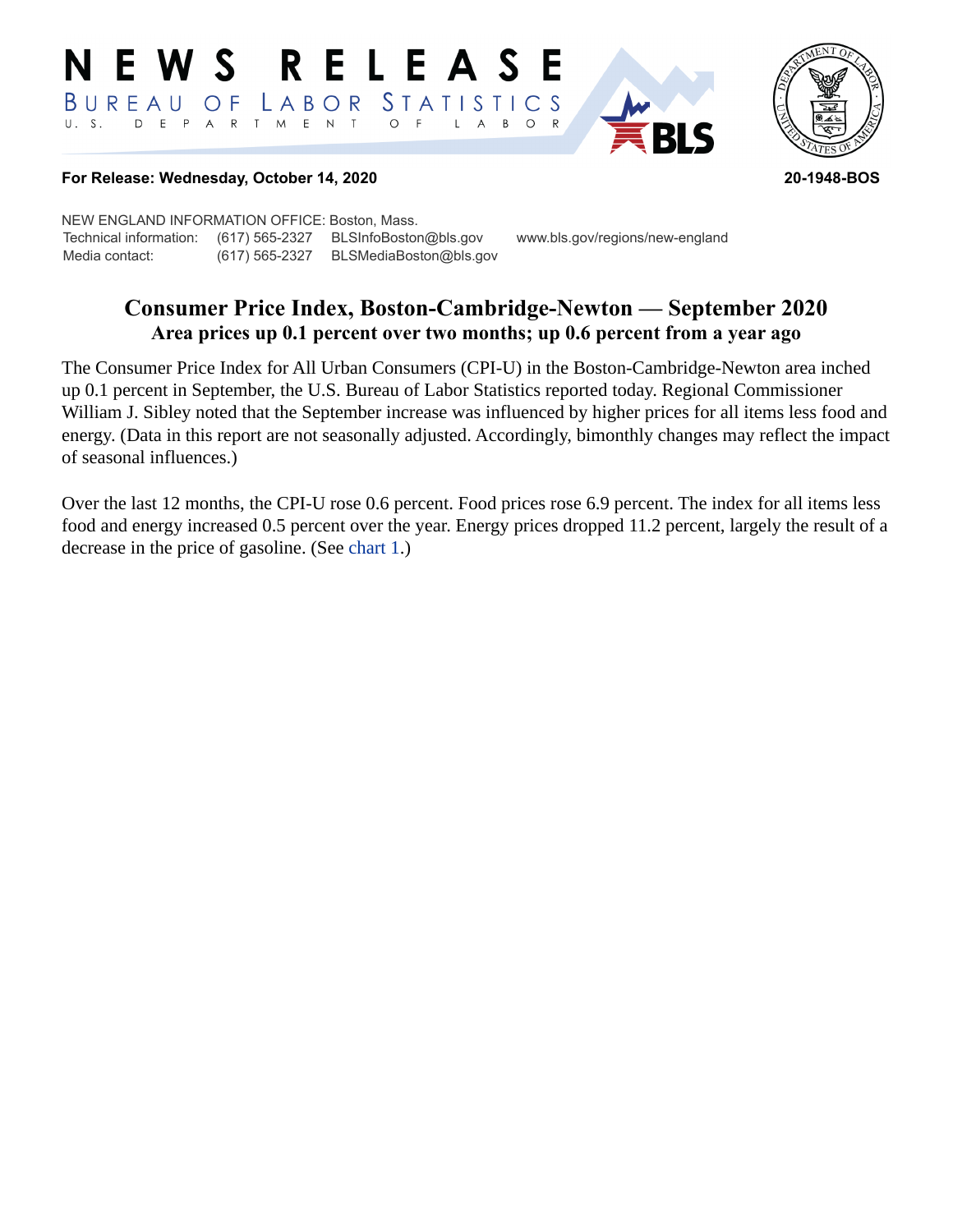# NEWS RELEASE

BUREAU OF LABOR STATISTICS
U. S. DEPARTMENT OF LABOR

**For Release: Wednesday, October 14, 2020** **20-1948-BOS**

NEW ENGLAND INFORMATION OFFICE: Boston, Mass.

| | | | |
|---|---|---|---|
| Technical information: | (617) 565-2327 | BLSInfoBoston@bls.gov | www.bls.gov/regions/new-england |
| Media contact: | (617) 565-2327 | BLSMediaBoston@bls.gov | |

## Consumer Price Index, Boston-Cambridge-Newton — September 2020

### Area prices up 0.1 percent over two months; up 0.6 percent from a year ago

The Consumer Price Index for All Urban Consumers (CPI-U) in the Boston-Cambridge-Newton area inched up 0.1 percent in September, the U.S. Bureau of Labor Statistics reported today. Regional Commissioner William J. Sibley noted that the September increase was influenced by higher prices for all items less food and energy. (Data in this report are not seasonally adjusted. Accordingly, bimonthly changes may reflect the impact of seasonal influences.)

Over the last 12 months, the CPI-U rose 0.6 percent. Food prices rose 6.9 percent. The index for all items less food and energy increased 0.5 percent over the year. Energy prices dropped 11.2 percent, largely the result of a decrease in the price of gasoline. (See chart 1.)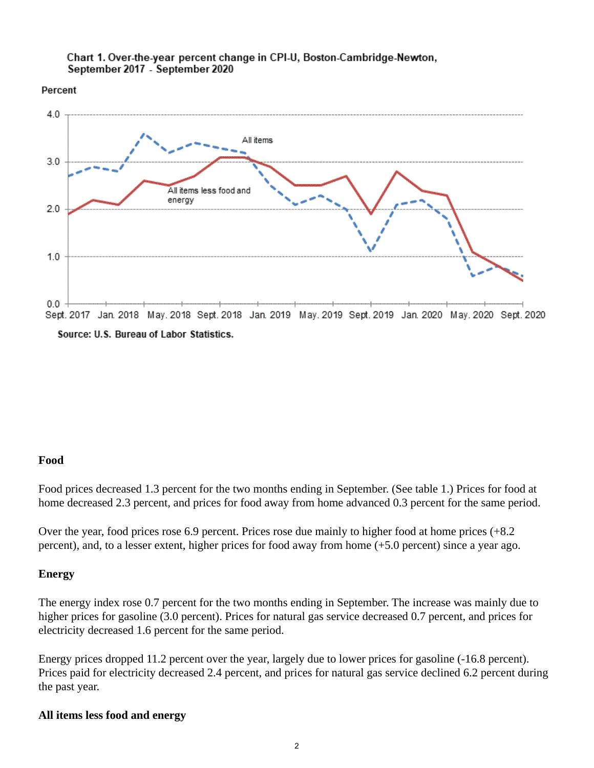Chart 1. Over-the-year percent change in CPI-U, Boston-Cambridge-Newton, September 2017 - September 2020

Source: U.S. Bureau of Labor Statistics.

### Food

Food prices decreased 1.3 percent for the two months ending in September. (See table 1.) Prices for food at home decreased 2.3 percent, and prices for food away from home advanced 0.3 percent for the same period.

Over the year, food prices rose 6.9 percent. Prices rose due mainly to higher food at home prices (+8.2 percent), and, to a lesser extent, higher prices for food away from home (+5.0 percent) since a year ago.

### Energy

The energy index rose 0.7 percent for the two months ending in September. The increase was mainly due to higher prices for gasoline (3.0 percent). Prices for natural gas service decreased 0.7 percent, and prices for electricity decreased 1.6 percent for the same period.

Energy prices dropped 11.2 percent over the year, largely due to lower prices for gasoline (-16.8 percent). Prices paid for electricity decreased 2.4 percent, and prices for natural gas service declined 6.2 percent during the past year.

### All items less food and energy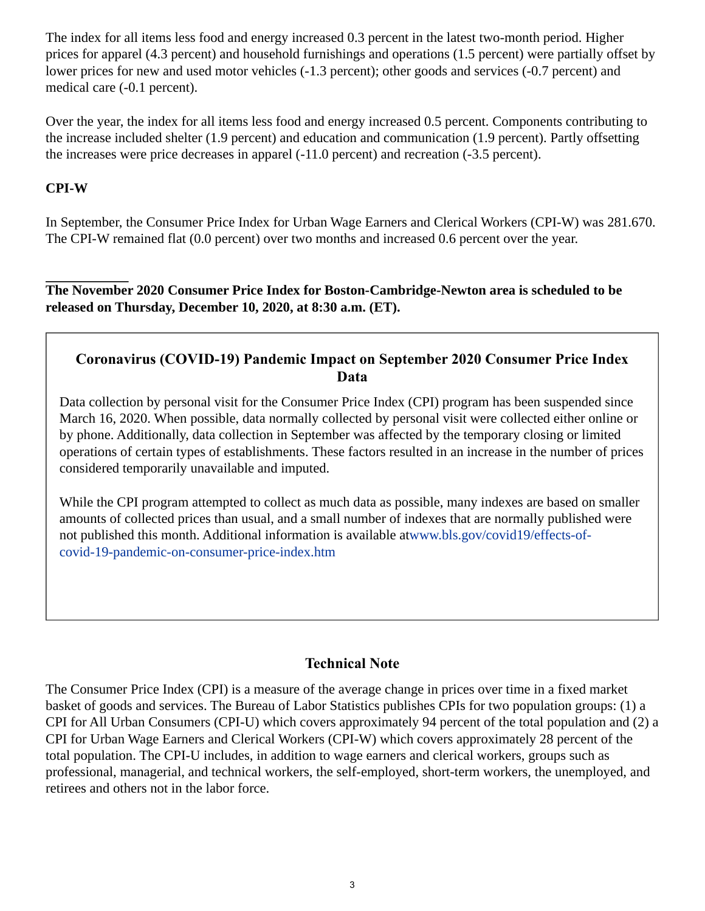The index for all items less food and energy increased 0.3 percent in the latest two-month period. Higher prices for apparel (4.3 percent) and household furnishings and operations (1.5 percent) were partially offset by lower prices for new and used motor vehicles (-1.3 percent); other goods and services (-0.7 percent) and medical care (-0.1 percent).

Over the year, the index for all items less food and energy increased 0.5 percent. Components contributing to the increase included shelter (1.9 percent) and education and communication (1.9 percent). Partly offsetting the increases were price decreases in apparel (-11.0 percent) and recreation (-3.5 percent).

**CPI-W**

In September, the Consumer Price Index for Urban Wage Earners and Clerical Workers (CPI-W) was 281.670. The CPI-W remained flat (0.0 percent) over two months and increased 0.6 percent over the year.

---

**The November 2020 Consumer Price Index for Boston-Cambridge-Newton area is scheduled to be released on Thursday, December 10, 2020, at 8:30 a.m. (ET).**

### Coronavirus (COVID-19) Pandemic Impact on September 2020 Consumer Price Index Data

Data collection by personal visit for the Consumer Price Index (CPI) program has been suspended since March 16, 2020. When possible, data normally collected by personal visit were collected either online or by phone. Additionally, data collection in September was affected by the temporary closing or limited operations of certain types of establishments. These factors resulted in an increase in the number of prices considered temporarily unavailable and imputed.

While the CPI program attempted to collect as much data as possible, many indexes are based on smaller amounts of collected prices than usual, and a small number of indexes that are normally published were not published this month. Additional information is available atwww.bls.gov/covid19/effects-of-covid-19-pandemic-on-consumer-price-index.htm

## Technical Note

The Consumer Price Index (CPI) is a measure of the average change in prices over time in a fixed market basket of goods and services. The Bureau of Labor Statistics publishes CPIs for two population groups: (1) a CPI for All Urban Consumers (CPI-U) which covers approximately 94 percent of the total population and (2) a CPI for Urban Wage Earners and Clerical Workers (CPI-W) which covers approximately 28 percent of the total population. The CPI-U includes, in addition to wage earners and clerical workers, groups such as professional, managerial, and technical workers, the self-employed, short-term workers, the unemployed, and retirees and others not in the labor force.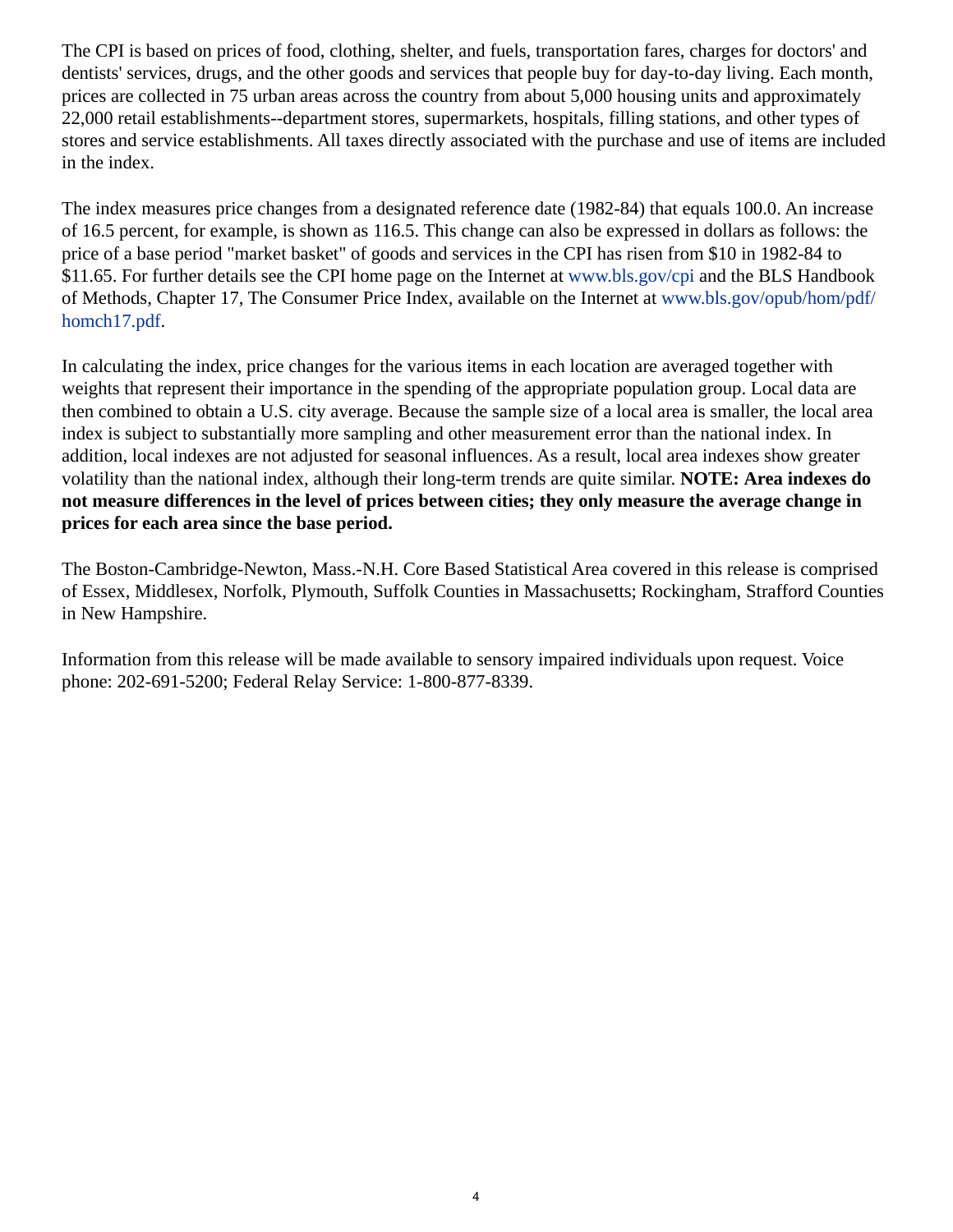The CPI is based on prices of food, clothing, shelter, and fuels, transportation fares, charges for doctors' and dentists' services, drugs, and the other goods and services that people buy for day-to-day living. Each month, prices are collected in 75 urban areas across the country from about 5,000 housing units and approximately 22,000 retail establishments--department stores, supermarkets, hospitals, filling stations, and other types of stores and service establishments. All taxes directly associated with the purchase and use of items are included in the index.

The index measures price changes from a designated reference date (1982-84) that equals 100.0. An increase of 16.5 percent, for example, is shown as 116.5. This change can also be expressed in dollars as follows: the price of a base period "market basket" of goods and services in the CPI has risen from $10 in 1982-84 to $11.65. For further details see the CPI home page on the Internet at www.bls.gov/cpi and the BLS Handbook of Methods, Chapter 17, The Consumer Price Index, available on the Internet at www.bls.gov/opub/hom/pdf/homch17.pdf.

In calculating the index, price changes for the various items in each location are averaged together with weights that represent their importance in the spending of the appropriate population group. Local data are then combined to obtain a U.S. city average. Because the sample size of a local area is smaller, the local area index is subject to substantially more sampling and other measurement error than the national index. In addition, local indexes are not adjusted for seasonal influences. As a result, local area indexes show greater volatility than the national index, although their long-term trends are quite similar. **NOTE: Area indexes do not measure differences in the level of prices between cities; they only measure the average change in prices for each area since the base period.**

The Boston-Cambridge-Newton, Mass.-N.H. Core Based Statistical Area covered in this release is comprised of Essex, Middlesex, Norfolk, Plymouth, Suffolk Counties in Massachusetts; Rockingham, Strafford Counties in New Hampshire.

Information from this release will be made available to sensory impaired individuals upon request. Voice phone: 202-691-5200; Federal Relay Service: 1-800-877-8339.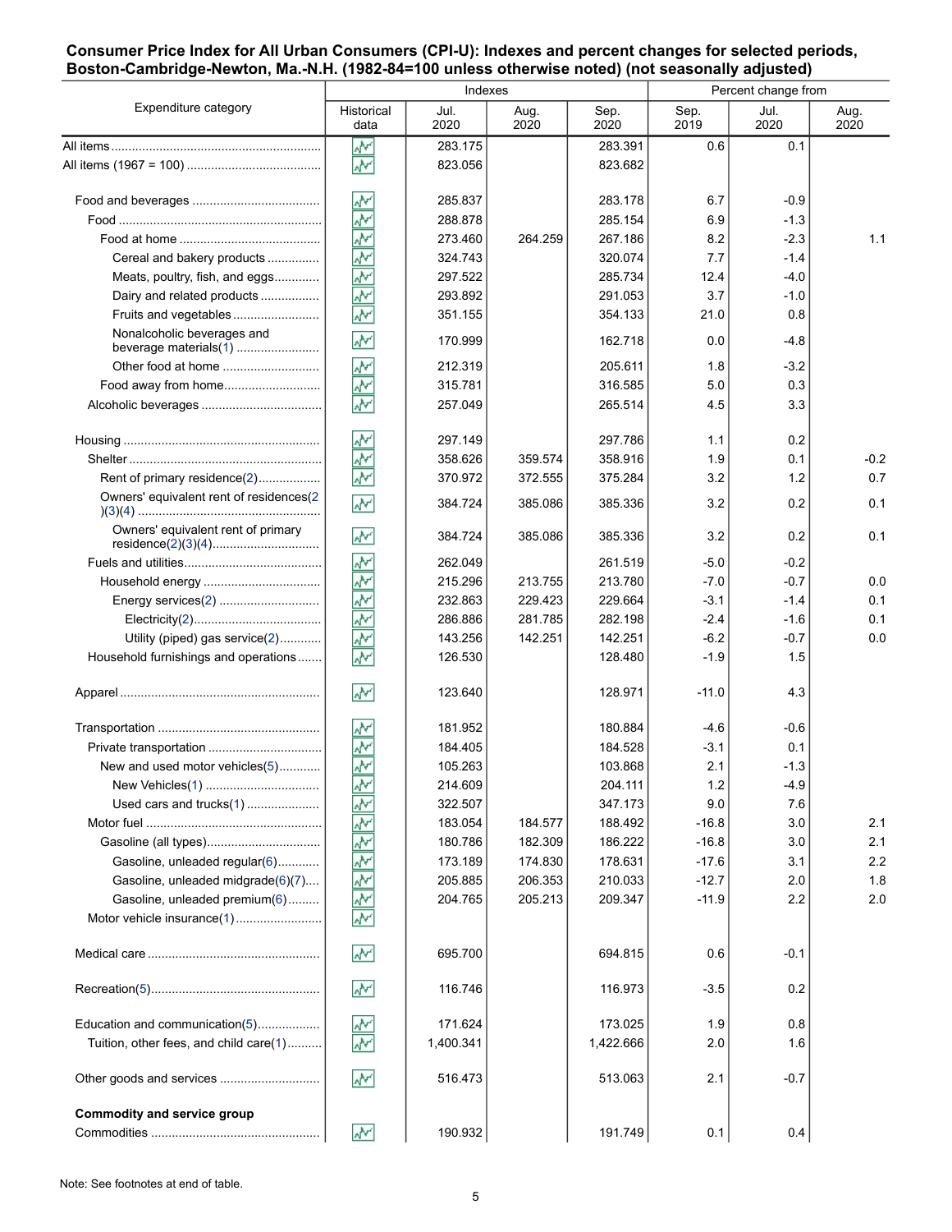**Consumer Price Index for All Urban Consumers (CPI-U): Indexes and percent changes for selected periods, Boston-Cambridge-Newton, Ma.-N.H. (1982-84=100 unless otherwise noted) (not seasonally adjusted)**

| Expenditure category | Indexes | | | | Percent change from | | |
|---|---|---|---|---|---|---|---|
| | Historical data | Jul. 2020 | Aug. 2020 | Sep. 2020 | Sep. 2019 | Jul. 2020 | Aug. 2020 |
| All items | | 283.175 | | 283.391 | 0.6 | 0.1 | |
| All items (1967 = 100) | | 823.056 | | 823.682 | | | |
| | | | | | | | |
| Food and beverages | | 285.837 | | 283.178 | 6.7 | -0.9 | |
| Food | | 288.878 | | 285.154 | 6.9 | -1.3 | |
| Food at home | | 273.460 | 264.259 | 267.186 | 8.2 | -2.3 | 1.1 |
| Cereal and bakery products | | 324.743 | | 320.074 | 7.7 | -1.4 | |
| Meats, poultry, fish, and eggs | | 297.522 | | 285.734 | 12.4 | -4.0 | |
| Dairy and related products | | 293.892 | | 291.053 | 3.7 | -1.0 | |
| Fruits and vegetables | | 351.155 | | 354.133 | 21.0 | 0.8 | |
| Nonalcoholic beverages and beverage materials(1) | | 170.999 | | 162.718 | 0.0 | -4.8 | |
| Other food at home | | 212.319 | | 205.611 | 1.8 | -3.2 | |
| Food away from home | | 315.781 | | 316.585 | 5.0 | 0.3 | |
| Alcoholic beverages | | 257.049 | | 265.514 | 4.5 | 3.3 | |
| | | | | | | | |
| Housing | | 297.149 | | 297.786 | 1.1 | 0.2 | |
| Shelter | | 358.626 | 359.574 | 358.916 | 1.9 | 0.1 | -0.2 |
| Rent of primary residence(2) | | 370.972 | 372.555 | 375.284 | 3.2 | 1.2 | 0.7 |
| Owners' equivalent rent of residences(2)(3)(4) | | 384.724 | 385.086 | 385.336 | 3.2 | 0.2 | 0.1 |
| Owners' equivalent rent of primary residence(2)(3)(4) | | 384.724 | 385.086 | 385.336 | 3.2 | 0.2 | 0.1 |
| Fuels and utilities | | 262.049 | | 261.519 | -5.0 | -0.2 | |
| Household energy | | 215.296 | 213.755 | 213.780 | -7.0 | -0.7 | 0.0 |
| Energy services(2) | | 232.863 | 229.423 | 229.664 | -3.1 | -1.4 | 0.1 |
| Electricity(2) | | 286.886 | 281.785 | 282.198 | -2.4 | -1.6 | 0.1 |
| Utility (piped) gas service(2) | | 143.256 | 142.251 | 142.251 | -6.2 | -0.7 | 0.0 |
| Household furnishings and operations | | 126.530 | | 128.480 | -1.9 | 1.5 | |
| | | | | | | | |
| Apparel | | 123.640 | | 128.971 | -11.0 | 4.3 | |
| | | | | | | | |
| Transportation | | 181.952 | | 180.884 | -4.6 | -0.6 | |
| Private transportation | | 184.405 | | 184.528 | -3.1 | 0.1 | |
| New and used motor vehicles(5) | | 105.263 | | 103.868 | 2.1 | -1.3 | |
| New Vehicles(1) | | 214.609 | | 204.111 | 1.2 | -4.9 | |
| Used cars and trucks(1) | | 322.507 | | 347.173 | 9.0 | 7.6 | |
| Motor fuel | | 183.054 | 184.577 | 188.492 | -16.8 | 3.0 | 2.1 |
| Gasoline (all types) | | 180.786 | 182.309 | 186.222 | -16.8 | 3.0 | 2.1 |
| Gasoline, unleaded regular(6) | | 173.189 | 174.830 | 178.631 | -17.6 | 3.1 | 2.2 |
| Gasoline, unleaded midgrade(6)(7) | | 205.885 | 206.353 | 210.033 | -12.7 | 2.0 | 1.8 |
| Gasoline, unleaded premium(6) | | 204.765 | 205.213 | 209.347 | -11.9 | 2.2 | 2.0 |
| Motor vehicle insurance(1) | | | | | | | |
| | | | | | | | |
| Medical care | | 695.700 | | 694.815 | 0.6 | -0.1 | |
| | | | | | | | |
| Recreation(5) | | 116.746 | | 116.973 | -3.5 | 0.2 | |
| | | | | | | | |
| Education and communication(5) | | 171.624 | | 173.025 | 1.9 | 0.8 | |
| Tuition, other fees, and child care(1) | | 1,400.341 | | 1,422.666 | 2.0 | 1.6 | |
| | | | | | | | |
| Other goods and services | | 516.473 | | 513.063 | 2.1 | -0.7 | |
| | | | | | | | |
| **Commodity and service group** | | | | | | | |
| Commodities | | 190.932 | | 191.749 | 0.1 | 0.4 | |

Note: See footnotes at end of table.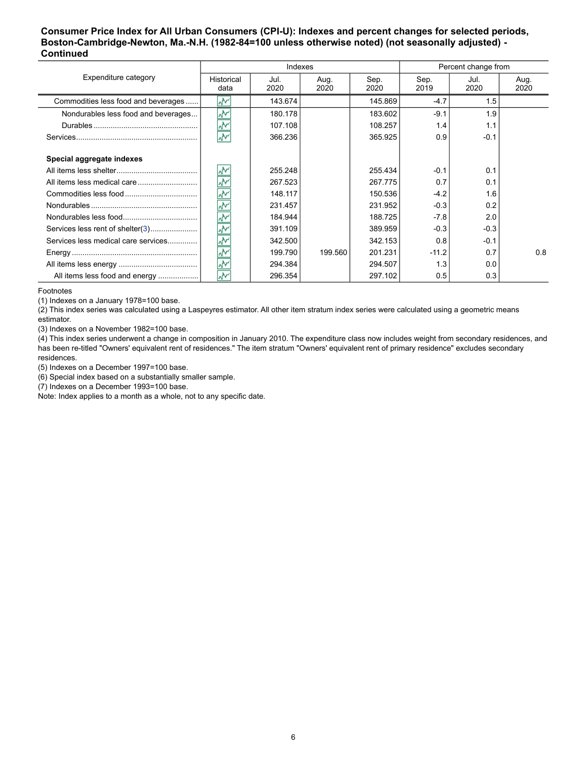**Consumer Price Index for All Urban Consumers (CPI-U): Indexes and percent changes for selected periods, Boston-Cambridge-Newton, Ma.-N.H. (1982-84=100 unless otherwise noted) (not seasonally adjusted) - Continued**

| Expenditure category | Indexes | | | | Percent change from | | |
|---|---|---|---|---|---|---|---|
| | Historical data | Jul. 2020 | Aug. 2020 | Sep. 2020 | Sep. 2019 | Jul. 2020 | Aug. 2020 |
| Commodities less food and beverages |  | 143.674 | | 145.869 | -4.7 | 1.5 | |
| Nondurables less food and beverages |  | 180.178 | | 183.602 | -9.1 | 1.9 | |
| Durables |  | 107.108 | | 108.257 | 1.4 | 1.1 | |
| Services |  | 366.236 | | 365.925 | 0.9 | -0.1 | |
| **Special aggregate indexes** | | | | | | | |
| All items less shelter |  | 255.248 | | 255.434 | -0.1 | 0.1 | |
| All items less medical care |  | 267.523 | | 267.775 | 0.7 | 0.1 | |
| Commodities less food |  | 148.117 | | 150.536 | -4.2 | 1.6 | |
| Nondurables |  | 231.457 | | 231.952 | -0.3 | 0.2 | |
| Nondurables less food |  | 184.944 | | 188.725 | -7.8 | 2.0 | |
| Services less rent of shelter(3) |  | 391.109 | | 389.959 | -0.3 | -0.3 | |
| Services less medical care services |  | 342.500 | | 342.153 | 0.8 | -0.1 | |
| Energy |  | 199.790 | 199.560 | 201.231 | -11.2 | 0.7 | 0.8 |
| All items less energy |  | 294.384 | | 294.507 | 1.3 | 0.0 | |
| All items less food and energy |  | 296.354 | | 297.102 | 0.5 | 0.3 | |

Footnotes
(1) Indexes on a January 1978=100 base.
(2) This index series was calculated using a Laspeyres estimator. All other item stratum index series were calculated using a geometric means estimator.
(3) Indexes on a November 1982=100 base.
(4) This index series underwent a change in composition in January 2010. The expenditure class now includes weight from secondary residences, and has been re-titled "Owners' equivalent rent of residences." The item stratum "Owners' equivalent rent of primary residence" excludes secondary residences.
(5) Indexes on a December 1997=100 base.
(6) Special index based on a substantially smaller sample.
(7) Indexes on a December 1993=100 base.
Note: Index applies to a month as a whole, not to any specific date.